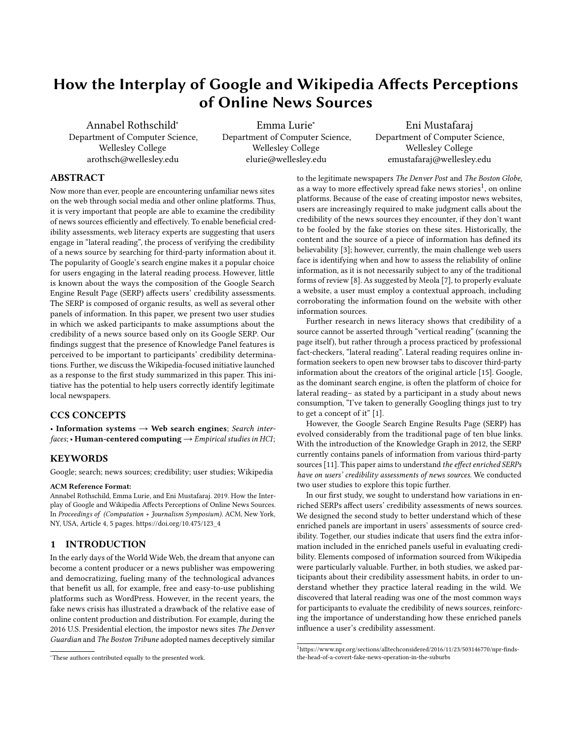# How the Interplay of Google and Wikipedia Affects Perceptions of Online News Sources

Annabel Rothschild*
Department of Computer Science, Wellesley College
arothsch@wellesley.edu

Emma Lurie*
Department of Computer Science, Wellesley College
elurie@wellesley.edu

Eni Mustafaraj
Department of Computer Science, Wellesley College
emustafaraj@wellesley.edu

## ABSTRACT

Now more than ever, people are encountering unfamiliar news sites on the web through social media and other online platforms. Thus, it is very important that people are able to examine the credibility of news sources efficiently and effectively. To enable beneficial credibility assessments, web literacy experts are suggesting that users engage in "lateral reading", the process of verifying the credibility of a news source by searching for third-party information about it. The popularity of Google's search engine makes it a popular choice for users engaging in the lateral reading process. However, little is known about the ways the composition of the Google Search Engine Result Page (SERP) affects users' credibility assessments. The SERP is composed of organic results, as well as several other panels of information. In this paper, we present two user studies in which we asked participants to make assumptions about the credibility of a news source based only on its Google SERP. Our findings suggest that the presence of Knowledge Panel features is perceived to be important to participants' credibility determinations. Further, we discuss the Wikipedia-focused initiative launched as a response to the first study summarized in this paper. This initiative has the potential to help users correctly identify legitimate local newspapers.

## CCS CONCEPTS

• **Information systems** → **Web search engines**; *Search interfaces*; • **Human-centered computing** → *Empirical studies in HCI*;

## KEYWORDS

Google; search; news sources; credibility; user studies; Wikipedia

**ACM Reference Format:**
Annabel Rothschild, Emma Lurie, and Eni Mustafaraj. 2019. How the Interplay of Google and Wikipedia Affects Perceptions of Online News Sources. In *Proceedings of (Computation + Journalism Symposium)*. ACM, New York, NY, USA, Article 4, 5 pages. https://doi.org/10.475/123_4

## 1 INTRODUCTION

In the early days of the World Wide Web, the dream that anyone can become a content producer or a news publisher was empowering and democratizing, fueling many of the technological advances that benefit us all, for example, free and easy-to-use publishing platforms such as WordPress. However, in the recent years, the fake news crisis has illustrated a drawback of the relative ease of online content production and distribution. For example, during the 2016 U.S. Presidential election, the impostor news sites *The Denver Guardian* and *The Boston Tribune* adopted names deceptively similar to the legitimate newspapers *The Denver Post* and *The Boston Globe*, as a way to more effectively spread fake news stories[1], on online platforms. Because of the ease of creating impostor news websites, users are increasingly required to make judgment calls about the credibility of the news sources they encounter, if they don't want to be fooled by the fake stories on these sites. Historically, the content and the source of a piece of information has defined its believability [3]; however, currently, the main challenge web users face is identifying when and how to assess the reliability of online information, as it is not necessarily subject to any of the traditional forms of review [8]. As suggested by Meola [7], to properly evaluate a website, a user must employ a contextual approach, including corroborating the information found on the website with other information sources.

Further research in news literacy shows that credibility of a source cannot be asserted through "vertical reading" (scanning the page itself), but rather through a process practiced by professional fact-checkers, "lateral reading". Lateral reading requires online information seekers to open new browser tabs to discover third-party information about the creators of the original article [15]. Google, as the dominant search engine, is often the platform of choice for lateral reading– as stated by a participant in a study about news consumption, "I've taken to generally Googling things just to try to get a concept of it" [1].

However, the Google Search Engine Results Page (SERP) has evolved considerably from the traditional page of ten blue links. With the introduction of the Knowledge Graph in 2012, the SERP currently contains panels of information from various third-party sources [11]. This paper aims to understand *the effect enriched SERPs have on users' credibility assessments of news sources.* We conducted two user studies to explore this topic further.

In our first study, we sought to understand how variations in enriched SERPs affect users' credibility assessments of news sources. We designed the second study to better understand which of these enriched panels are important in users' assessments of source credibility. Together, our studies indicate that users find the extra information included in the enriched panels useful in evaluating credibility. Elements composed of information sourced from Wikipedia were particularly valuable. Further, in both studies, we asked participants about their credibility assessment habits, in order to understand whether they practice lateral reading in the wild. We discovered that lateral reading was one of the most common ways for participants to evaluate the credibility of news sources, reinforcing the importance of understanding how these enriched panels influence a user's credibility assessment.

*These authors contributed equally to the presented work.

[1] https://www.npr.org/sections/alltechconsidered/2016/11/23/503146770/npr-finds-the-head-of-a-covert-fake-news-operation-in-the-suburbs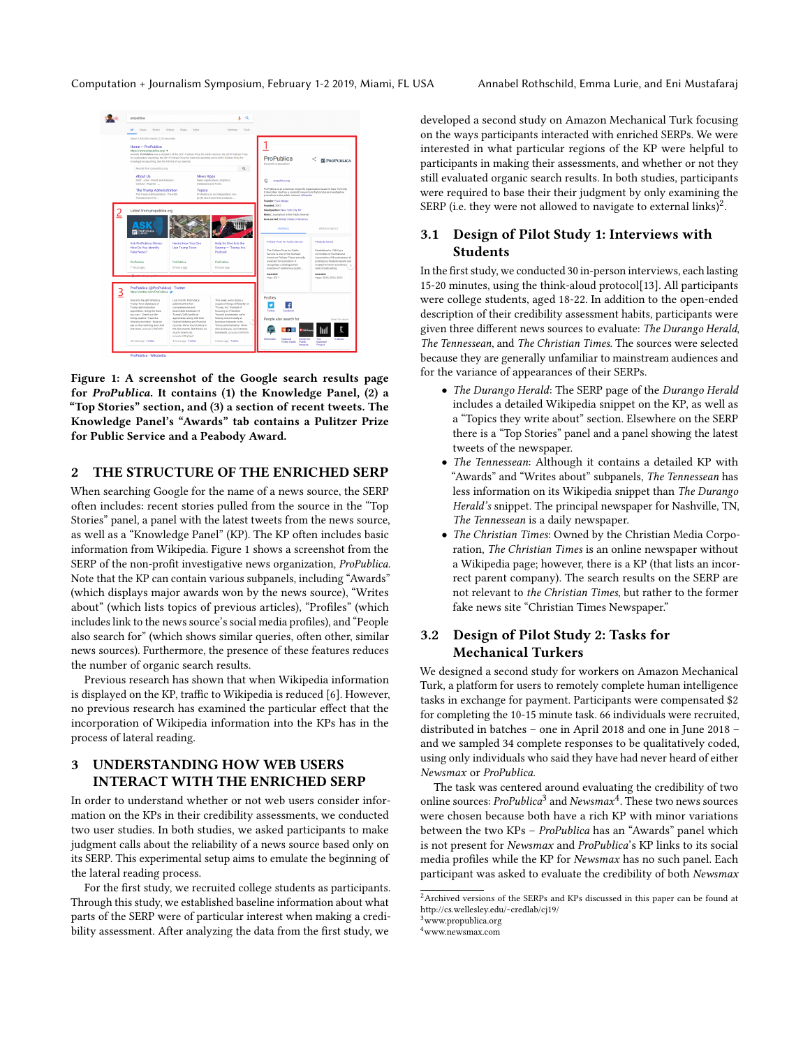Figure 1: A screenshot of the Google search results page for *ProPublica*. It contains (1) the Knowledge Panel, (2) a "Top Stories" section, and (3) a section of recent tweets. The Knowledge Panel's "Awards" tab contains a Pulitzer Prize for Public Service and a Peabody Award.

## 2 THE STRUCTURE OF THE ENRICHED SERP

When searching Google for the name of a news source, the SERP often includes: recent stories pulled from the source in the "Top Stories" panel, a panel with the latest tweets from the news source, as well as a "Knowledge Panel" (KP). The KP often includes basic information from Wikipedia. Figure 1 shows a screenshot from the SERP of the non-profit investigative news organization, *ProPublica*. Note that the KP can contain various subpanels, including "Awards" (which displays major awards won by the news source), "Writes about" (which lists topics of previous articles), "Profiles" (which includes link to the news source's social media profiles), and "People also search for" (which shows similar queries, often other, similar news sources). Furthermore, the presence of these features reduces the number of organic search results.

Previous research has shown that when Wikipedia information is displayed on the KP, traffic to Wikipedia is reduced [6]. However, no previous research has examined the particular effect that the incorporation of Wikipedia information into the KPs has in the process of lateral reading.

## 3 UNDERSTANDING HOW WEB USERS INTERACT WITH THE ENRICHED SERP

In order to understand whether or not web users consider information on the KPs in their credibility assessments, we conducted two user studies. In both studies, we asked participants to make judgment calls about the reliability of a news source based only on its SERP. This experimental setup aims to emulate the beginning of the lateral reading process.

For the first study, we recruited college students as participants. Through this study, we established baseline information about what parts of the SERP were of particular interest when making a credibility assessment. After analyzing the data from the first study, we developed a second study on Amazon Mechanical Turk focusing on the ways participants interacted with enriched SERPs. We were interested in what particular regions of the KP were helpful to participants in making their assessments, and whether or not they still evaluated organic search results. In both studies, participants were required to base their their judgment by only examining the SERP (i.e. they were not allowed to navigate to external links)[2].

### 3.1 Design of Pilot Study 1: Interviews with Students

In the first study, we conducted 30 in-person interviews, each lasting 15-20 minutes, using the think-aloud protocol[13]. All participants were college students, aged 18-22. In addition to the open-ended description of their credibility assessment habits, participants were given three different news sources to evaluate: *The Durango Herald*, *The Tennessean*, and *The Christian Times*. The sources were selected because they are generally unfamiliar to mainstream audiences and for the variance of appearances of their SERPs.

- *The Durango Herald*: The SERP page of the *Durango Herald* includes a detailed Wikipedia snippet on the KP, as well as a "Topics they write about" section. Elsewhere on the SERP there is a "Top Stories" panel and a panel showing the latest tweets of the newspaper.
- *The Tennessean*: Although it contains a detailed KP with "Awards" and "Writes about" subpanels, *The Tennessean* has less information on its Wikipedia snippet than *The Durango Herald's* snippet. The principal newspaper for Nashville, TN, *The Tennessean* is a daily newspaper.
- *The Christian Times*: Owned by the Christian Media Corporation, *The Christian Times* is an online newspaper without a Wikipedia page; however, there is a KP (that lists an incorrect parent company). The search results on the SERP are not relevant to *the Christian Times*, but rather to the former fake news site "Christian Times Newspaper."

### 3.2 Design of Pilot Study 2: Tasks for Mechanical Turkers

We designed a second study for workers on Amazon Mechanical Turk, a platform for users to remotely complete human intelligence tasks in exchange for payment. Participants were compensated $2 for completing the 10-15 minute task. 66 individuals were recruited, distributed in batches – one in April 2018 and one in June 2018 – and we sampled 34 complete responses to be qualitatively coded, using only individuals who said they have had never heard of either *Newsmax* or *ProPublica*.

The task was centered around evaluating the credibility of two online sources: *ProPublica*[3] and *Newsmax*[4]. These two news sources were chosen because both have a rich KP with minor variations between the two KPs – *ProPublica* has an "Awards" panel which is not present for *Newsmax* and *ProPublica*'s KP links to its social media profiles while the KP for *Newsmax* has no such panel. Each participant was asked to evaluate the credibility of both *Newsmax*

[2] Archived versions of the SERPs and KPs discussed in this paper can be found at http://cs.wellesley.edu/~credlab/cj19/
[3] www.propublica.org
[4] www.newsmax.com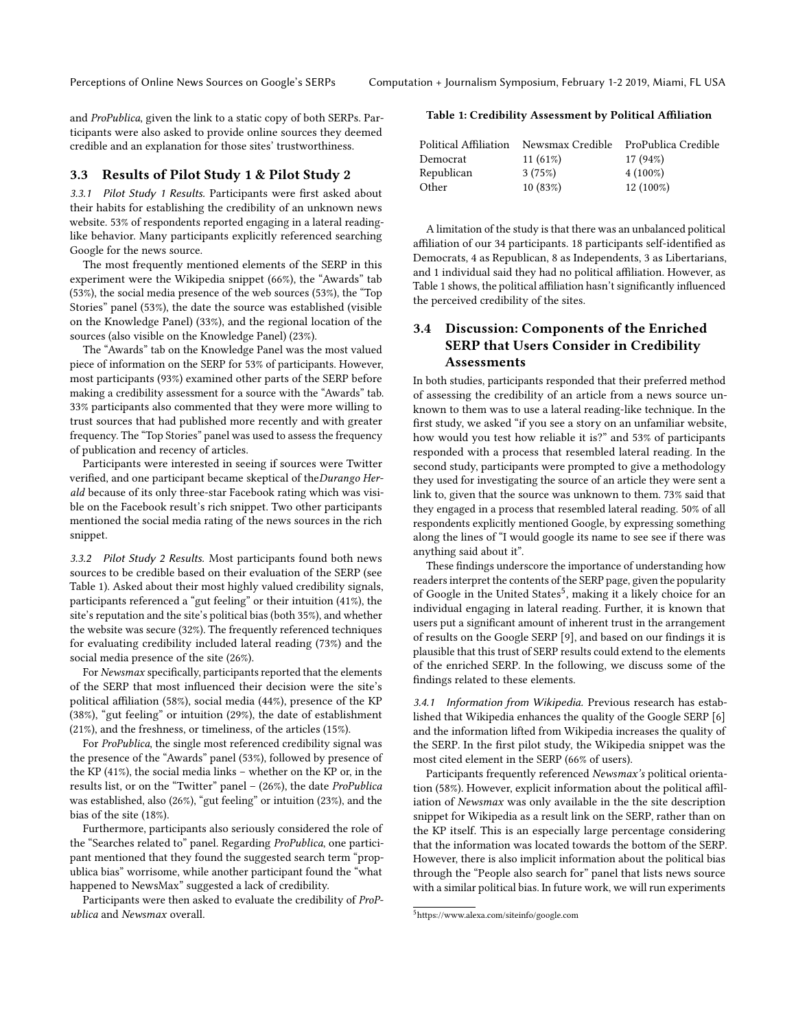and *ProPublica*, given the link to a static copy of both SERPs. Participants were also asked to provide online sources they deemed credible and an explanation for those sites' trustworthiness.

## 3.3 Results of Pilot Study 1 & Pilot Study 2

*3.3.1 Pilot Study 1 Results.* Participants were first asked about their habits for establishing the credibility of an unknown news website. 53% of respondents reported engaging in a lateral reading-like behavior. Many participants explicitly referenced searching Google for the news source.

The most frequently mentioned elements of the SERP in this experiment were the Wikipedia snippet (66%), the "Awards" tab (53%), the social media presence of the web sources (53%), the "Top Stories" panel (53%), the date the source was established (visible on the Knowledge Panel) (33%), and the regional location of the sources (also visible on the Knowledge Panel) (23%).

The "Awards" tab on the Knowledge Panel was the most valued piece of information on the SERP for 53% of participants. However, most participants (93%) examined other parts of the SERP before making a credibility assessment for a source with the "Awards" tab. 33% participants also commented that they were more willing to trust sources that had published more recently and with greater frequency. The "Top Stories" panel was used to assess the frequency of publication and recency of articles.

Participants were interested in seeing if sources were Twitter verified, and one participant became skeptical of the*Durango Herald* because of its only three-star Facebook rating which was visible on the Facebook result's rich snippet. Two other participants mentioned the social media rating of the news sources in the rich snippet.

*3.3.2 Pilot Study 2 Results.* Most participants found both news sources to be credible based on their evaluation of the SERP (see Table 1). Asked about their most highly valued credibility signals, participants referenced a "gut feeling" or their intuition (41%), the site's reputation and the site's political bias (both 35%), and whether the website was secure (32%). The frequently referenced techniques for evaluating credibility included lateral reading (73%) and the social media presence of the site (26%).

For *Newsmax* specifically, participants reported that the elements of the SERP that most influenced their decision were the site's political affiliation (58%), social media (44%), presence of the KP (38%), "gut feeling" or intuition (29%), the date of establishment (21%), and the freshness, or timeliness, of the articles (15%).

For *ProPublica*, the single most referenced credibility signal was the presence of the "Awards" panel (53%), followed by presence of the KP (41%), the social media links – whether on the KP or, in the results list, or on the "Twitter" panel – (26%), the date *ProPublica* was established, also (26%), "gut feeling" or intuition (23%), and the bias of the site (18%).

Furthermore, participants also seriously considered the role of the "Searches related to" panel. Regarding *ProPublica*, one participant mentioned that they found the suggested search term "propublica bias" worrisome, while another participant found the "what happened to NewsMax" suggested a lack of credibility.

Participants were then asked to evaluate the credibility of *ProPublica* and *Newsmax* overall.

**Table 1: Credibility Assessment by Political Affiliation**

| Political Affiliation | Newsmax Credible | ProPublica Credible |
|---|---|---|
| Democrat | 11 (61%) | 17 (94%) |
| Republican | 3 (75%) | 4 (100%) |
| Other | 10 (83%) | 12 (100%) |

A limitation of the study is that there was an unbalanced political affiliation of our 34 participants. 18 participants self-identified as Democrats, 4 as Republican, 8 as Independents, 3 as Libertarians, and 1 individual said they had no political affiliation. However, as Table 1 shows, the political affiliation hasn't significantly influenced the perceived credibility of the sites.

## 3.4 Discussion: Components of the Enriched SERP that Users Consider in Credibility Assessments

In both studies, participants responded that their preferred method of assessing the credibility of an article from a news source unknown to them was to use a lateral reading-like technique. In the first study, we asked "if you see a story on an unfamiliar website, how would you test how reliable it is?" and 53% of participants responded with a process that resembled lateral reading. In the second study, participants were prompted to give a methodology they used for investigating the source of an article they were sent a link to, given that the source was unknown to them. 73% said that they engaged in a process that resembled lateral reading. 50% of all respondents explicitly mentioned Google, by expressing something along the lines of "I would google its name to see see if there was anything said about it".

These findings underscore the importance of understanding how readers interpret the contents of the SERP page, given the popularity of Google in the United States[5], making it a likely choice for an individual engaging in lateral reading. Further, it is known that users put a significant amount of inherent trust in the arrangement of results on the Google SERP [9], and based on our findings it is plausible that this trust of SERP results could extend to the elements of the enriched SERP. In the following, we discuss some of the findings related to these elements.

*3.4.1 Information from Wikipedia.* Previous research has established that Wikipedia enhances the quality of the Google SERP [6] and the information lifted from Wikipedia increases the quality of the SERP. In the first pilot study, the Wikipedia snippet was the most cited element in the SERP (66% of users).

Participants frequently referenced *Newsmax's* political orientation (58%). However, explicit information about the political affiliation of *Newsmax* was only available in the the site description snippet for Wikipedia as a result link on the SERP, rather than on the KP itself. This is an especially large percentage considering that the information was located towards the bottom of the SERP. However, there is also implicit information about the political bias through the "People also search for" panel that lists news source with a similar political bias. In future work, we will run experiments

[5] https://www.alexa.com/siteinfo/google.com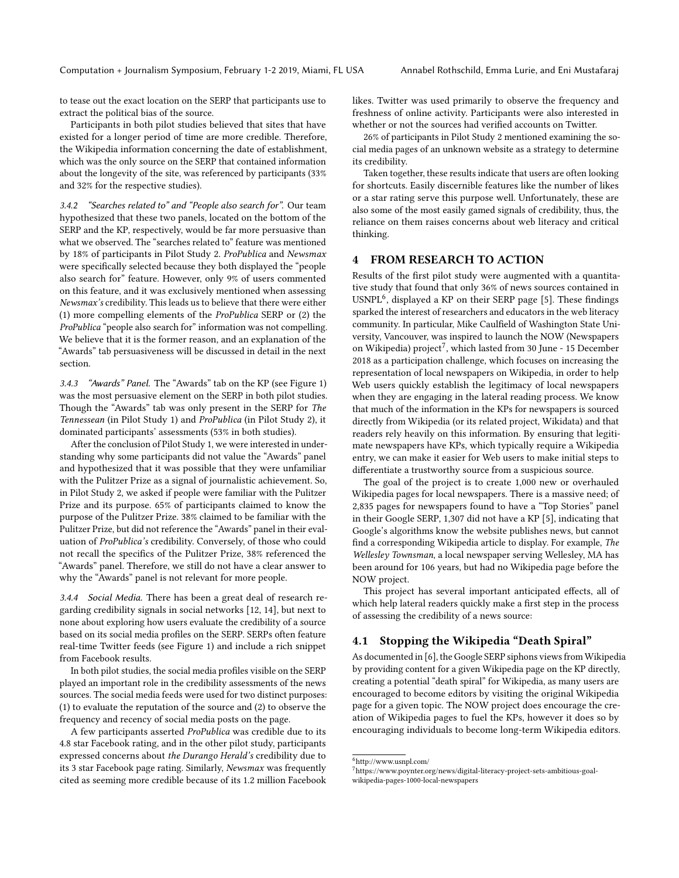to tease out the exact location on the SERP that participants use to extract the political bias of the source.

Participants in both pilot studies believed that sites that have existed for a longer period of time are more credible. Therefore, the Wikipedia information concerning the date of establishment, which was the only source on the SERP that contained information about the longevity of the site, was referenced by participants (33% and 32% for the respective studies).

*3.4.2 "Searches related to" and "People also search for".* Our team hypothesized that these two panels, located on the bottom of the SERP and the KP, respectively, would be far more persuasive than what we observed. The "searches related to" feature was mentioned by 18% of participants in Pilot Study 2. *ProPublica* and *Newsmax* were specifically selected because they both displayed the "people also search for" feature. However, only 9% of users commented on this feature, and it was exclusively mentioned when assessing *Newsmax's* credibility. This leads us to believe that there were either (1) more compelling elements of the *ProPublica* SERP or (2) the *ProPublica* "people also search for" information was not compelling. We believe that it is the former reason, and an explanation of the "Awards" tab persuasiveness will be discussed in detail in the next section.

*3.4.3 "Awards" Panel.* The "Awards" tab on the KP (see Figure 1) was the most persuasive element on the SERP in both pilot studies. Though the "Awards" tab was only present in the SERP for *The Tennessean* (in Pilot Study 1) and *ProPublica* (in Pilot Study 2), it dominated participants' assessments (53% in both studies).

After the conclusion of Pilot Study 1, we were interested in understanding why some participants did not value the "Awards" panel and hypothesized that it was possible that they were unfamiliar with the Pulitzer Prize as a signal of journalistic achievement. So, in Pilot Study 2, we asked if people were familiar with the Pulitzer Prize and its purpose. 65% of participants claimed to know the purpose of the Pulitzer Prize. 38% claimed to be familiar with the Pulitzer Prize, but did not reference the "Awards" panel in their evaluation of *ProPublica's* credibility. Conversely, of those who could not recall the specifics of the Pulitzer Prize, 38% referenced the "Awards" panel. Therefore, we still do not have a clear answer to why the "Awards" panel is not relevant for more people.

*3.4.4 Social Media.* There has been a great deal of research regarding credibility signals in social networks [12, 14], but next to none about exploring how users evaluate the credibility of a source based on its social media profiles on the SERP. SERPs often feature real-time Twitter feeds (see Figure 1) and include a rich snippet from Facebook results.

In both pilot studies, the social media profiles visible on the SERP played an important role in the credibility assessments of the news sources. The social media feeds were used for two distinct purposes: (1) to evaluate the reputation of the source and (2) to observe the frequency and recency of social media posts on the page.

A few participants asserted *ProPublica* was credible due to its 4.8 star Facebook rating, and in the other pilot study, participants expressed concerns about *the Durango Herald's* credibility due to its 3 star Facebook page rating. Similarly, *Newsmax* was frequently cited as seeming more credible because of its 1.2 million Facebook likes. Twitter was used primarily to observe the frequency and freshness of online activity. Participants were also interested in whether or not the sources had verified accounts on Twitter.

26% of participants in Pilot Study 2 mentioned examining the social media pages of an unknown website as a strategy to determine its credibility.

Taken together, these results indicate that users are often looking for shortcuts. Easily discernible features like the number of likes or a star rating serve this purpose well. Unfortunately, these are also some of the most easily gamed signals of credibility, thus, the reliance on them raises concerns about web literacy and critical thinking.

## 4 FROM RESEARCH TO ACTION

Results of the first pilot study were augmented with a quantitative study that found that only 36% of news sources contained in USNPL[6], displayed a KP on their SERP page [5]. These findings sparked the interest of researchers and educators in the web literacy community. In particular, Mike Caulfield of Washington State University, Vancouver, was inspired to launch the NOW (Newspapers on Wikipedia) project[7], which lasted from 30 June - 15 December 2018 as a participation challenge, which focuses on increasing the representation of local newspapers on Wikipedia, in order to help Web users quickly establish the legitimacy of local newspapers when they are engaging in the lateral reading process. We know that much of the information in the KPs for newspapers is sourced directly from Wikipedia (or its related project, Wikidata) and that readers rely heavily on this information. By ensuring that legitimate newspapers have KPs, which typically require a Wikipedia entry, we can make it easier for Web users to make initial steps to differentiate a trustworthy source from a suspicious source.

The goal of the project is to create 1,000 new or overhauled Wikipedia pages for local newspapers. There is a massive need; of 2,835 pages for newspapers found to have a "Top Stories" panel in their Google SERP, 1,307 did not have a KP [5], indicating that Google's algorithms know the website publishes news, but cannot find a corresponding Wikipedia article to display. For example, *The Wellesley Townsman*, a local newspaper serving Wellesley, MA has been around for 106 years, but had no Wikipedia page before the NOW project.

This project has several important anticipated effects, all of which help lateral readers quickly make a first step in the process of assessing the credibility of a news source:

### 4.1 Stopping the Wikipedia "Death Spiral"

As documented in [6], the Google SERP siphons views from Wikipedia by providing content for a given Wikipedia page on the KP directly, creating a potential "death spiral" for Wikipedia, as many users are encouraged to become editors by visiting the original Wikipedia page for a given topic. The NOW project does encourage the creation of Wikipedia pages to fuel the KPs, however it does so by encouraging individuals to become long-term Wikipedia editors.

[6] http://www.usnpl.com/

[7] https://www.poynter.org/news/digital-literacy-project-sets-ambitious-goal-wikipedia-pages-1000-local-newspapers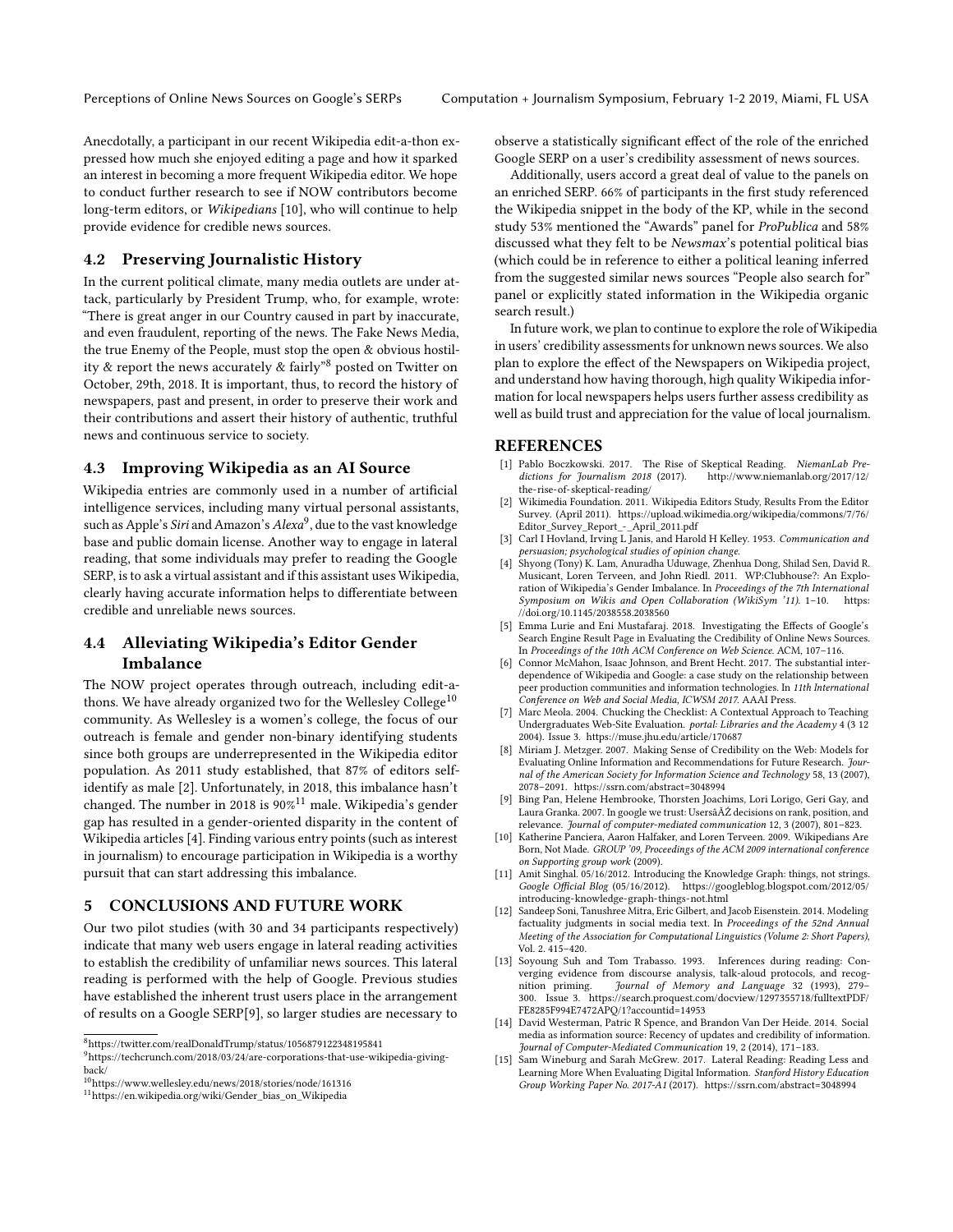Anecdotally, a participant in our recent Wikipedia edit-a-thon expressed how much she enjoyed editing a page and how it sparked an interest in becoming a more frequent Wikipedia editor. We hope to conduct further research to see if NOW contributors become long-term editors, or *Wikipedians* [10], who will continue to help provide evidence for credible news sources.

## 4.2 Preserving Journalistic History

In the current political climate, many media outlets are under attack, particularly by President Trump, who, for example, wrote: "There is great anger in our Country caused in part by inaccurate, and even fraudulent, reporting of the news. The Fake News Media, the true Enemy of the People, must stop the open & obvious hostility & report the news accurately & fairly"[8] posted on Twitter on October, 29th, 2018. It is important, thus, to record the history of newspapers, past and present, in order to preserve their work and their contributions and assert their history of authentic, truthful news and continuous service to society.

## 4.3 Improving Wikipedia as an AI Source

Wikipedia entries are commonly used in a number of artificial intelligence services, including many virtual personal assistants, such as Apple's *Siri* and Amazon's *Alexa*[9], due to the vast knowledge base and public domain license. Another way to engage in lateral reading, that some individuals may prefer to reading the Google SERP, is to ask a virtual assistant and if this assistant uses Wikipedia, clearly having accurate information helps to differentiate between credible and unreliable news sources.

## 4.4 Alleviating Wikipedia's Editor Gender Imbalance

The NOW project operates through outreach, including edit-a-thons. We have already organized two for the Wellesley College[10] community. As Wellesley is a women's college, the focus of our outreach is female and gender non-binary identifying students since both groups are underrepresented in the Wikipedia editor population. As 2011 study established, that 87% of editors self-identify as male [2]. Unfortunately, in 2018, this imbalance hasn't changed. The number in 2018 is 90%[11] male. Wikipedia's gender gap has resulted in a gender-oriented disparity in the content of Wikipedia articles [4]. Finding various entry points (such as interest in journalism) to encourage participation in Wikipedia is a worthy pursuit that can start addressing this imbalance.

# 5 CONCLUSIONS AND FUTURE WORK

Our two pilot studies (with 30 and 34 participants respectively) indicate that many web users engage in lateral reading activities to establish the credibility of unfamiliar news sources. This lateral reading is performed with the help of Google. Previous studies have established the inherent trust users place in the arrangement of results on a Google SERP[9], so larger studies are necessary to observe a statistically significant effect of the role of the enriched Google SERP on a user's credibility assessment of news sources.

Additionally, users accord a great deal of value to the panels on an enriched SERP. 66% of participants in the first study referenced the Wikipedia snippet in the body of the KP, while in the second study 53% mentioned the "Awards" panel for *ProPublica* and 58% discussed what they felt to be *Newsmax*'s potential political bias (which could be in reference to either a political leaning inferred from the suggested similar news sources "People also search for" panel or explicitly stated information in the Wikipedia organic search result.)

In future work, we plan to continue to explore the role of Wikipedia in users' credibility assessments for unknown news sources. We also plan to explore the effect of the Newspapers on Wikipedia project, and understand how having thorough, high quality Wikipedia information for local newspapers helps users further assess credibility as well as build trust and appreciation for the value of local journalism.

# REFERENCES

[1] Pablo Boczkowski. 2017. The Rise of Skeptical Reading. *NiemanLab Predictions for Journalism 2018* (2017). http://www.niemanlab.org/2017/12/the-rise-of-skeptical-reading/

[2] Wikimedia Foundation. 2011. Wikipedia Editors Study, Results From the Editor Survey. (April 2011). https://upload.wikimedia.org/wikipedia/commons/7/76/Editor_Survey_Report_-_April_2011.pdf

[3] Carl I Hovland, Irving L Janis, and Harold H Kelley. 1953. *Communication and persuasion; psychological studies of opinion change.*

[4] Shyong (Tony) K. Lam, Anuradha Uduwage, Zhenhua Dong, Shilad Sen, David R. Musicant, Loren Terveen, and John Riedl. 2011. WP:Clubhouse?: An Exploration of Wikipedia's Gender Imbalance. In *Proceedings of the 7th International Symposium on Wikis and Open Collaboration (WikiSym '11)*. 1–10. https://doi.org/10.1145/2038558.2038560

[5] Emma Lurie and Eni Mustafaraj. 2018. Investigating the Effects of Google's Search Engine Result Page in Evaluating the Credibility of Online News Sources. In *Proceedings of the 10th ACM Conference on Web Science*. ACM, 107–116.

[6] Connor McMahon, Isaac Johnson, and Brent Hecht. 2017. The substantial interdependence of Wikipedia and Google: a case study on the relationship between peer production communities and information technologies. In *11th International Conference on Web and Social Media, ICWSM 2017*. AAAI Press.

[7] Marc Meola. 2004. Chucking the Checklist: A Contextual Approach to Teaching Undergraduates Web-Site Evaluation. *portal: Libraries and the Academy* 4 (3 12 2004). Issue 3. https://muse.jhu.edu/article/170687

[8] Miriam J. Metzger. 2007. Making Sense of Credibility on the Web: Models for Evaluating Online Information and Recommendations for Future Research. *Journal of the American Society for Information Science and Technology* 58, 13 (2007), 2078–2091. https://ssrn.com/abstract=3048994

[9] Bing Pan, Helene Hembrooke, Thorsten Joachims, Lori Lorigo, Geri Gay, and Laura Granka. 2007. In google we trust: UsersâĂŹ decisions on rank, position, and relevance. *Journal of computer-mediated communication* 12, 3 (2007), 801–823.

[10] Katherine Panciera, Aaron Halfaker, and Loren Terveen. 2009. Wikipedians Are Born, Not Made. *GROUP '09, Proceedings of the ACM 2009 international conference on Supporting group work* (2009).

[11] Amit Singhal. 05/16/2012. Introducing the Knowledge Graph: things, not strings. *Google Official Blog* (05/16/2012). https://googleblog.blogspot.com/2012/05/introducing-knowledge-graph-things-not.html

[12] Sandeep Soni, Tanushree Mitra, Eric Gilbert, and Jacob Eisenstein. 2014. Modeling factuality judgments in social media text. In *Proceedings of the 52nd Annual Meeting of the Association for Computational Linguistics (Volume 2: Short Papers)*, Vol. 2. 415–420.

[13] Soyoung Suh and Tom Trabasso. 1993. Inferences during reading: Converging evidence from discourse analysis, talk-aloud protocols, and recognition priming. *Journal of Memory and Language* 32 (1993), 279–300. Issue 3. https://search.proquest.com/docview/1297355718/fulltextPDF/FE8285F994E7472APQ/1?accountid=14953

[14] David Westerman, Patric R Spence, and Brandon Van Der Heide. 2014. Social media as information source: Recency of updates and credibility of information. *Journal of Computer-Mediated Communication* 19, 2 (2014), 171–183.

[15] Sam Wineburg and Sarah McGrew. 2017. Lateral Reading: Reading Less and Learning More When Evaluating Digital Information. *Stanford History Education Group Working Paper No. 2017-A1* (2017). https://ssrn.com/abstract=3048994

[8] https://twitter.com/realDonaldTrump/status/1056879122348195841

[9] https://techcrunch.com/2018/03/24/are-corporations-that-use-wikipedia-giving-back/

[10] https://www.wellesley.edu/news/2018/stories/node/161316

[11] https://en.wikipedia.org/wiki/Gender_bias_on_Wikipedia